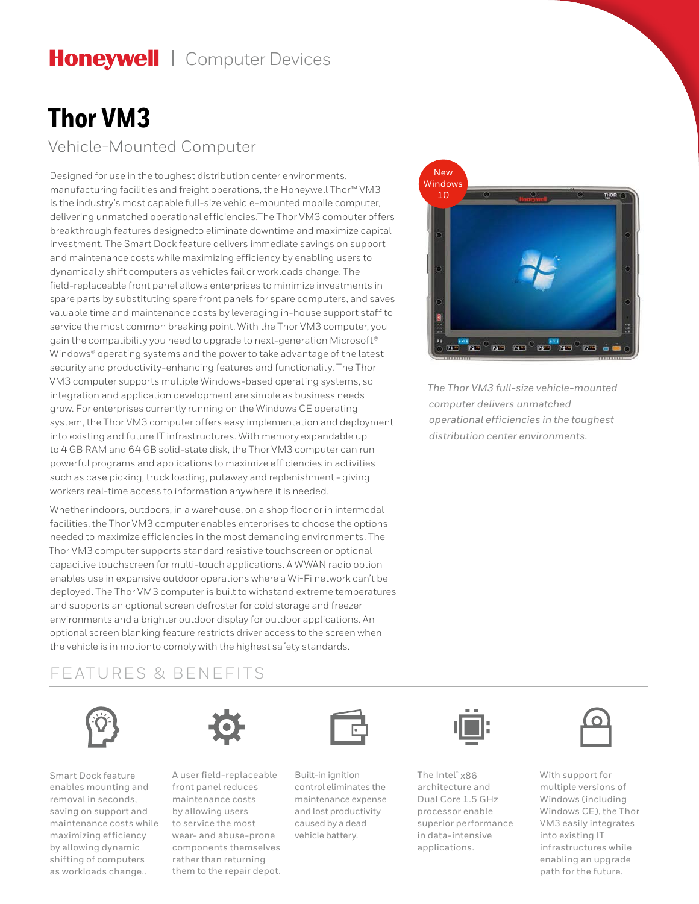Honeywell | Computer Devices

# Thor VM3

## Vehicle-Mounted Computer

Designed for use in the toughest distribution center environments, manufacturing facilities and freight operations, the Honeywell Thor™ VM3 is the industry's most capable full-size vehicle-mounted mobile computer, delivering unmatched operational efficiencies.The Thor VM3 computer offers breakthrough features designedto eliminate downtime and maximize capital investment. The Smart Dock feature delivers immediate savings on support and maintenance costs while maximizing efficiency by enabling users to dynamically shift computers as vehicles fail or workloads change. The field-replaceable front panel allows enterprises to minimize investments in spare parts by substituting spare front panels for spare computers, and saves valuable time and maintenance costs by leveraging in-house support staff to service the most common breaking point. With the Thor VM3 computer, you gain the compatibility you need to upgrade to next-generation Microsoft® Windows® operating systems and the power to take advantage of the latest security and productivity-enhancing features and functionality. The Thor VM3 computer supports multiple Windows-based operating systems, so integration and application development are simple as business needs grow. For enterprises currently running on the Windows CE operating system, the Thor VM3 computer offers easy implementation and deployment into existing and future IT infrastructures. With memory expandable up to 4 GB RAM and 64 GB solid-state disk, the Thor VM3 computer can run powerful programs and applications to maximize efficiencies in activities such as case picking, truck loading, putaway and replenishment - giving workers real-time access to information anywhere it is needed.

Whether indoors, outdoors, in a warehouse, on a shop floor or in intermodal facilities, the Thor VM3 computer enables enterprises to choose the options needed to maximize efficiencies in the most demanding environments. The Thor VM3 computer supports standard resistive touchscreen or optional capacitive touchscreen for multi-touch applications. A WWAN radio option enables use in expansive outdoor operations where a Wi-Fi network can't be deployed. The Thor VM3 computer is built to withstand extreme temperatures and supports an optional screen defroster for cold storage and freezer environments and a brighter outdoor display for outdoor applications. An optional screen blanking feature restricts driver access to the screen when the vehicle is in motionto comply with the highest safety standards.

New Windows 10

*The Thor VM3 full-size vehicle-mounted computer delivers unmatched operational efficiencies in the toughest distribution center environments.*

## FEATURES & BENEFITS

Smart Dock feature enables mounting and removal in seconds, saving on support and maintenance costs while maximizing efficiency by allowing dynamic shifting of computers as workloads change..

A user field-replaceable front panel reduces maintenance costs by allowing users to service the most wear- and abuse-prone components themselves rather than returning them to the repair depot.

Built-in ignition control eliminates the maintenance expense and lost productivity caused by a dead vehicle battery.

The Intel® x86 architecture and Dual Core 1.5 GHz processor enable superior performance in data-intensive applications.

With support for multiple versions of Windows (including Windows CE), the Thor VM3 easily integrates into existing IT infrastructures while enabling an upgrade path for the future.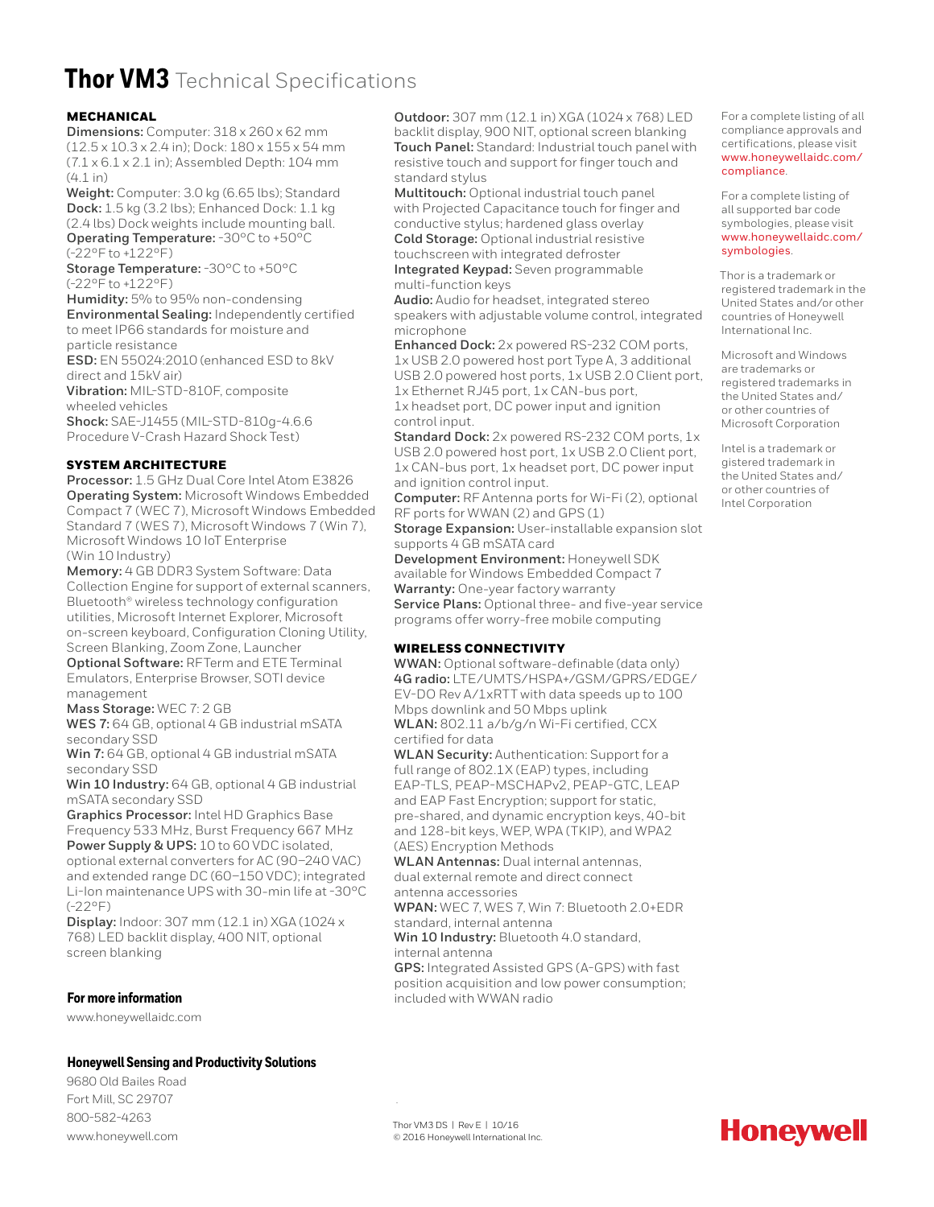# Thor VM3 Technical Specifications

### MECHANICAL

**Dimensions:** Computer: 318 x 260 x 62 mm (12.5 x 10.3 x 2.4 in); Dock: 180 x 155 x 54 mm (7.1 x 6.1 x 2.1 in); Assembled Depth: 104 mm (4.1 in)

**Weight:** Computer: 3.0 kg (6.65 lbs); Standard **Dock:** 1.5 kg (3.2 lbs); Enhanced Dock: 1.1 kg (2.4 lbs) Dock weights include mounting ball.

**Operating Temperature:** -30°C to +50°C (-22°F to +122°F)

**Storage Temperature:** -30°C to +50°C (-22°F to +122°F)

**Humidity:** 5% to 95% non-condensing

**Environmental Sealing:** Independently certified to meet IP66 standards for moisture and particle resistance

**ESD:** EN 55024:2010 (enhanced ESD to 8kV direct and 15kV air)

**Vibration:** MIL-STD-810F, composite wheeled vehicles

**Shock:** SAE-J1455 (MIL-STD-810g-4.6.6 Procedure V-Crash Hazard Shock Test)

### SYSTEM ARCHITECTURE

**Processor:** 1.5 GHz Dual Core Intel Atom E3826

**Operating System:** Microsoft Windows Embedded Compact 7 (WEC 7), Microsoft Windows Embedded Standard 7 (WES 7), Microsoft Windows 7 (Win 7), Microsoft Windows 10 IoT Enterprise (Win 10 Industry)

**Memory:** 4 GB DDR3 System Software: Data Collection Engine for support of external scanners, Bluetooth® wireless technology configuration utilities, Microsoft Internet Explorer, Microsoft on-screen keyboard, Configuration Cloning Utility, Screen Blanking, Zoom Zone, Launcher

**Optional Software:** RFTerm and ETE Terminal Emulators, Enterprise Browser, SOTI device management

**Mass Storage:** WEC 7: 2 GB

**WES 7:** 64 GB, optional 4 GB industrial mSATA secondary SSD

**Win 7:** 64 GB, optional 4 GB industrial mSATA secondary SSD

**Win 10 Industry:** 64 GB, optional 4 GB industrial mSATA secondary SSD

**Graphics Processor:** Intel HD Graphics Base Frequency 533 MHz, Burst Frequency 667 MHz

**Power Supply & UPS:** 10 to 60 VDC isolated, optional external converters for AC (90–240 VAC) and extended range DC (60–150 VDC); integrated Li-Ion maintenance UPS with 30-min life at -30°C (-22°F)

**Display:** Indoor: 307 mm (12.1 in) XGA (1024 x 768) LED backlit display, 400 NIT, optional screen blanking

**Outdoor:** 307 mm (12.1 in) XGA (1024 x 768) LED backlit display, 900 NIT, optional screen blanking

**Touch Panel:** Standard: Industrial touch panel with resistive touch and support for finger touch and standard stylus

**Multitouch:** Optional industrial touch panel with Projected Capacitance touch for finger and conductive stylus; hardened glass overlay

**Cold Storage:** Optional industrial resistive touchscreen with integrated defroster

**Integrated Keypad:** Seven programmable multi-function keys

**Audio:** Audio for headset, integrated stereo speakers with adjustable volume control, integrated microphone

**Enhanced Dock:** 2x powered RS-232 COM ports, 1x USB 2.0 powered host port Type A, 3 additional USB 2.0 powered host ports, 1x USB 2.0 Client port, 1x Ethernet RJ45 port, 1x CAN-bus port, 1x headset port, DC power input and ignition control input.

**Standard Dock:** 2x powered RS-232 COM ports, 1x USB 2.0 powered host port, 1x USB 2.0 Client port, 1x CAN-bus port, 1x headset port, DC power input and ignition control input.

**Computer:** RF Antenna ports for Wi-Fi (2), optional RF ports for WWAN (2) and GPS (1)

**Storage Expansion:** User-installable expansion slot supports 4 GB mSATA card

**Development Environment:** Honeywell SDK available for Windows Embedded Compact 7

**Warranty:** One-year factory warranty

**Service Plans:** Optional three- and five-year service programs offer worry-free mobile computing

### WIRELESS CONNECTIVITY

**WWAN:** Optional software-definable (data only)

**4G radio:** LTE/UMTS/HSPA+/GSM/GPRS/EDGE/EV-DO Rev A/1xRTT with data speeds up to 100 Mbps downlink and 50 Mbps uplink

**WLAN:** 802.11 a/b/g/n Wi-Fi certified, CCX certified for data

**WLAN Security:** Authentication: Support for a full range of 802.1X (EAP) types, including EAP-TLS, PEAP-MSCHAPv2, PEAP-GTC, LEAP and EAP Fast Encryption; support for static, pre-shared, and dynamic encryption keys, 40-bit and 128-bit keys, WEP, WPA (TKIP), and WPA2 (AES) Encryption Methods

**WLAN Antennas:** Dual internal antennas, dual external remote and direct connect antenna accessories

**WPAN:** WEC 7, WES 7, Win 7: Bluetooth 2.0+EDR standard, internal antenna

**Win 10 Industry:** Bluetooth 4.0 standard, internal antenna

**GPS:** Integrated Assisted GPS (A-GPS) with fast position acquisition and low power consumption; included with WWAN radio

For a complete listing of all compliance approvals and certifications, please visit www.honeywellaidc.com/compliance.

For a complete listing of all supported bar code symbologies, please visit www.honeywellaidc.com/symbologies.

Thor is a trademark or registered trademark in the United States and/or other countries of Honeywell International Inc.

Microsoft and Windows are trademarks or registered trademarks in the United States and/ or other countries of Microsoft Corporation

Intel is a trademark or gistered trademark in the United States and/ or other countries of Intel Corporation

### For more information

www.honeywellaidc.com

### Honeywell Sensing and Productivity Solutions

9680 Old Bailes Road
Fort Mill, SC 29707
800-582-4263
www.honeywell.com

Thor VM3 DS | Rev E | 10/16
© 2016 Honeywell International Inc.

Honeywell